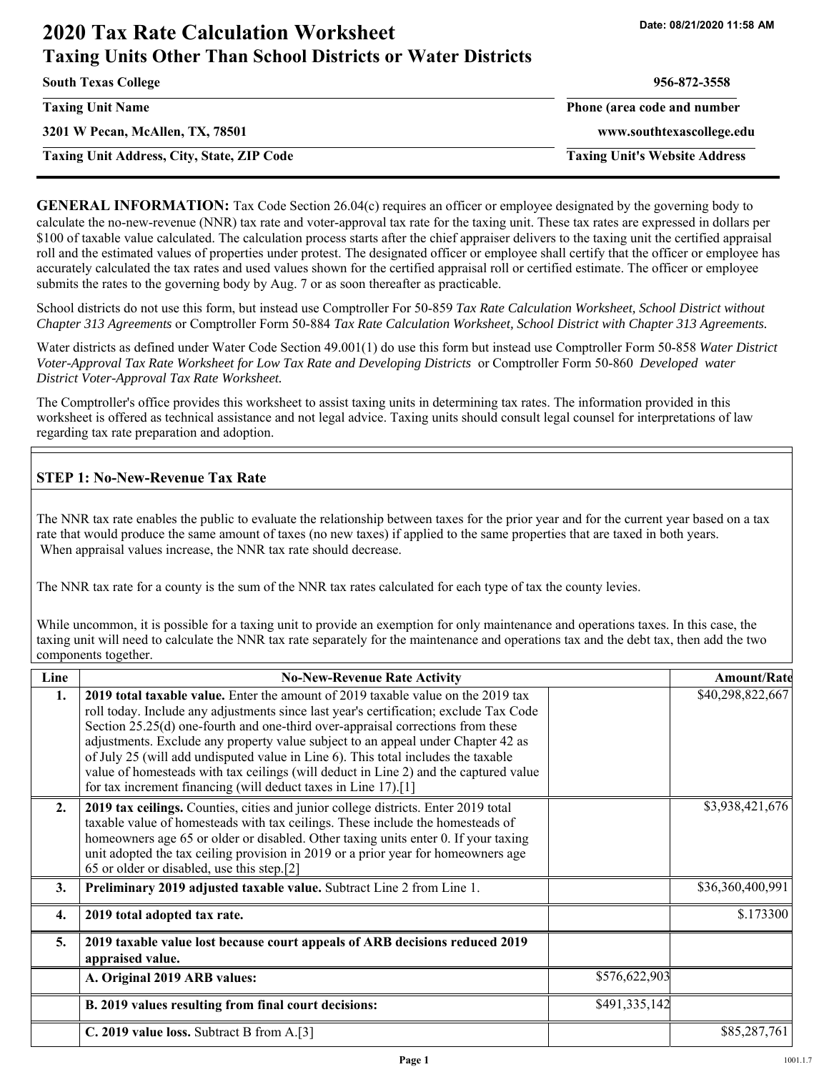Date: 08/21/2020 11:58 AM

# 2020 Tax Rate Calculation Worksheet
## Taxing Units Other Than School Districts or Water Districts

| | |
|---|---|
| **South Texas College** | **956-872-3558** |
| **Taxing Unit Name** | **Phone (area code and number** |
| **3201 W Pecan, McAllen, TX, 78501** | **www.southtexascollege.edu** |
| **Taxing Unit Address, City, State, ZIP Code** | **Taxing Unit's Website Address** |

**GENERAL INFORMATION:** Tax Code Section 26.04(c) requires an officer or employee designated by the governing body to calculate the no-new-revenue (NNR) tax rate and voter-approval tax rate for the taxing unit. These tax rates are expressed in dollars per $100 of taxable value calculated. The calculation process starts after the chief appraiser delivers to the taxing unit the certified appraisal roll and the estimated values of properties under protest. The designated officer or employee shall certify that the officer or employee has accurately calculated the tax rates and used values shown for the certified appraisal roll or certified estimate. The officer or employee submits the rates to the governing body by Aug. 7 or as soon thereafter as practicable.

School districts do not use this form, but instead use Comptroller For 50-859 *Tax Rate Calculation Worksheet, School District without Chapter 313 Agreements* or Comptroller Form 50-884 *Tax Rate Calculation Worksheet, School District with Chapter 313 Agreements.*

Water districts as defined under Water Code Section 49.001(1) do use this form but instead use Comptroller Form 50-858 *Water District Voter-Approval Tax Rate Worksheet for Low Tax Rate and Developing Districts* or Comptroller Form 50-860 *Developed water District Voter-Approval Tax Rate Worksheet.*

The Comptroller's office provides this worksheet to assist taxing units in determining tax rates. The information provided in this worksheet is offered as technical assistance and not legal advice. Taxing units should consult legal counsel for interpretations of law regarding tax rate preparation and adoption.

### STEP 1: No-New-Revenue Tax Rate

The NNR tax rate enables the public to evaluate the relationship between taxes for the prior year and for the current year based on a tax rate that would produce the same amount of taxes (no new taxes) if applied to the same properties that are taxed in both years. When appraisal values increase, the NNR tax rate should decrease.

The NNR tax rate for a county is the sum of the NNR tax rates calculated for each type of tax the county levies.

While uncommon, it is possible for a taxing unit to provide an exemption for only maintenance and operations taxes. In this case, the taxing unit will need to calculate the NNR tax rate separately for the maintenance and operations tax and the debt tax, then add the two components together.

| Line | No-New-Revenue Rate Activity | | Amount/Rate |
|---|---|---|---|
| **1.** | **2019 total taxable value.** Enter the amount of 2019 taxable value on the 2019 tax roll today. Include any adjustments since last year's certification; exclude Tax Code Section 25.25(d) one-fourth and one-third over-appraisal corrections from these adjustments. Exclude any property value subject to an appeal under Chapter 42 as of July 25 (will add undisputed value in Line 6). This total includes the taxable value of homesteads with tax ceilings (will deduct in Line 2) and the captured value for tax increment financing (will deduct taxes in Line 17).[1] | | $40,298,822,667 |
| **2.** | **2019 tax ceilings.** Counties, cities and junior college districts. Enter 2019 total taxable value of homesteads with tax ceilings. These include the homesteads of homeowners age 65 or older or disabled. Other taxing units enter 0. If your taxing unit adopted the tax ceiling provision in 2019 or a prior year for homeowners age 65 or older or disabled, use this step.[2] | | $3,938,421,676 |
| **3.** | **Preliminary 2019 adjusted taxable value.** Subtract Line 2 from Line 1. | | $36,360,400,991 |
| **4.** | **2019 total adopted tax rate.** | | $.173300 |
| **5.** | **2019 taxable value lost because court appeals of ARB decisions reduced 2019 appraised value.** | | |
| | **A. Original 2019 ARB values:** | $576,622,903 | |
| | **B. 2019 values resulting from final court decisions:** | $491,335,142 | |
| | **C. 2019 value loss.** Subtract B from A.[3] | | $85,287,761 |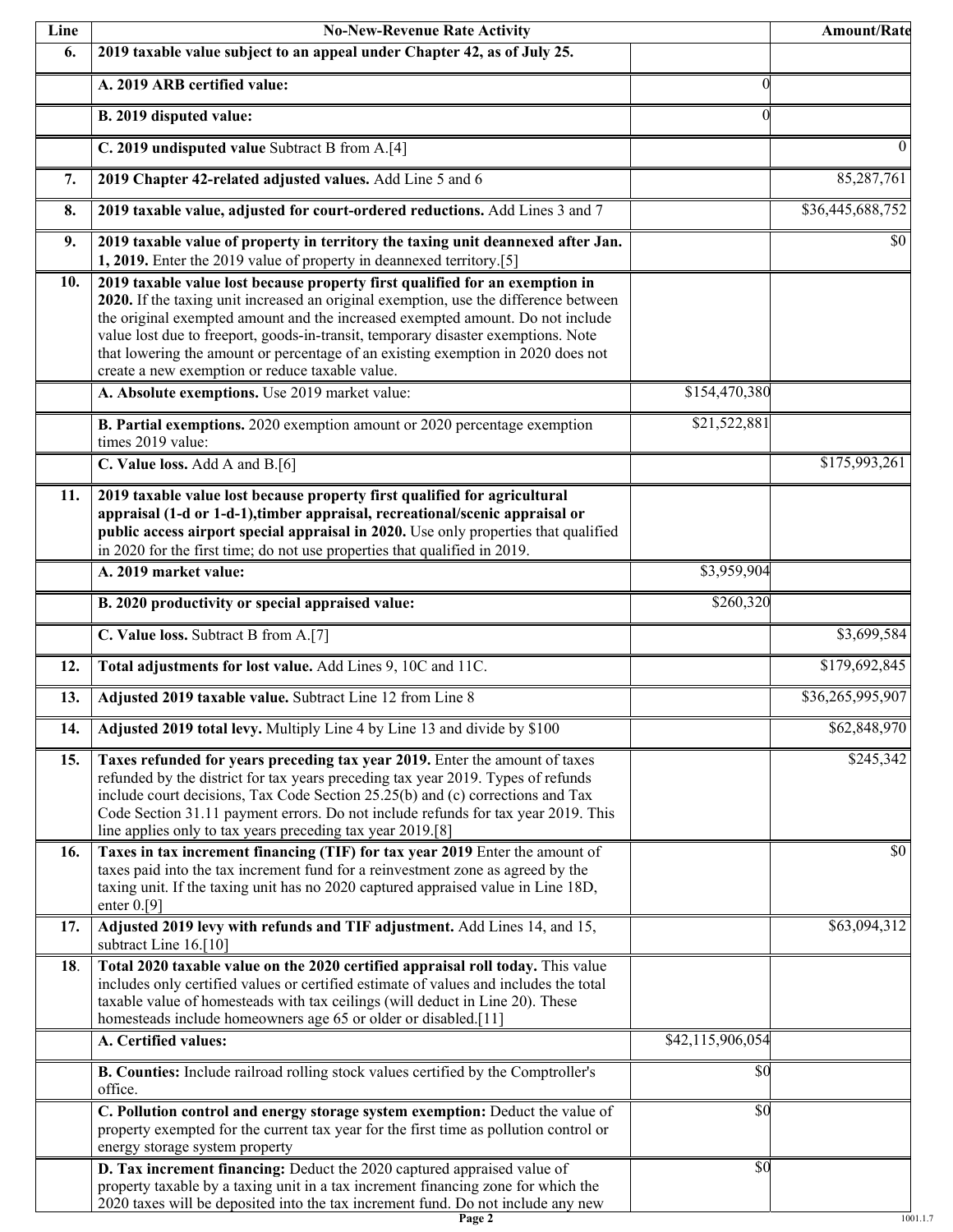| Line | No-New-Revenue Rate Activity | | Amount/Rate |
|---|---|---|---|
| 6. | **2019 taxable value subject to an appeal under Chapter 42, as of July 25.** | | |
| | **A. 2019 ARB certified value:** | 0 | |
| | **B. 2019 disputed value:** | 0 | |
| | **C. 2019 undisputed value** Subtract B from A.[4] | | 0 |
| 7. | **2019 Chapter 42-related adjusted values.** Add Line 5 and 6 | | 85,287,761 |
| 8. | **2019 taxable value, adjusted for court-ordered reductions.** Add Lines 3 and 7 | | $36,445,688,752 |
| 9. | **2019 taxable value of property in territory the taxing unit deannexed after Jan. 1, 2019.** Enter the 2019 value of property in deannexed territory.[5] | | $0 |
| 10. | **2019 taxable value lost because property first qualified for an exemption in 2020.** If the taxing unit increased an original exemption, use the difference between the original exempted amount and the increased exempted amount. Do not include value lost due to freeport, goods-in-transit, temporary disaster exemptions. Note that lowering the amount or percentage of an existing exemption in 2020 does not create a new exemption or reduce taxable value. | | |
| | **A. Absolute exemptions.** Use 2019 market value: | $154,470,380 | |
| | **B. Partial exemptions.** 2020 exemption amount or 2020 percentage exemption times 2019 value: | $21,522,881 | |
| | **C. Value loss.** Add A and B.[6] | | $175,993,261 |
| 11. | **2019 taxable value lost because property first qualified for agricultural appraisal (1-d or 1-d-1),timber appraisal, recreational/scenic appraisal or public access airport special appraisal in 2020.** Use only properties that qualified in 2020 for the first time; do not use properties that qualified in 2019. | | |
| | **A. 2019 market value:** | $3,959,904 | |
| | **B. 2020 productivity or special appraised value:** | $260,320 | |
| | **C. Value loss.** Subtract B from A.[7] | | $3,699,584 |
| 12. | **Total adjustments for lost value.** Add Lines 9, 10C and 11C. | | $179,692,845 |
| 13. | **Adjusted 2019 taxable value.** Subtract Line 12 from Line 8 | | $36,265,995,907 |
| 14. | **Adjusted 2019 total levy.** Multiply Line 4 by Line 13 and divide by $100 | | $62,848,970 |
| 15. | **Taxes refunded for years preceding tax year 2019.** Enter the amount of taxes refunded by the district for tax years preceding tax year 2019. Types of refunds include court decisions, Tax Code Section 25.25(b) and (c) corrections and Tax Code Section 31.11 payment errors. Do not include refunds for tax year 2019. This line applies only to tax years preceding tax year 2019.[8] | | $245,342 |
| 16. | **Taxes in tax increment financing (TIF) for tax year 2019** Enter the amount of taxes paid into the tax increment fund for a reinvestment zone as agreed by the taxing unit. If the taxing unit has no 2020 captured appraised value in Line 18D, enter 0.[9] | | $0 |
| 17. | **Adjusted 2019 levy with refunds and TIF adjustment.** Add Lines 14, and 15, subtract Line 16.[10] | | $63,094,312 |
| 18. | **Total 2020 taxable value on the 2020 certified appraisal roll today.** This value includes only certified values or certified estimate of values and includes the total taxable value of homesteads with tax ceilings (will deduct in Line 20). These homesteads include homeowners age 65 or older or disabled.[11] | | |
| | **A. Certified values:** | $42,115,906,054 | |
| | **B. Counties:** Include railroad rolling stock values certified by the Comptroller's office. | $0 | |
| | **C. Pollution control and energy storage system exemption:** Deduct the value of property exempted for the current tax year for the first time as pollution control or energy storage system property | $0 | |
| | **D. Tax increment financing:** Deduct the 2020 captured appraised value of property taxable by a taxing unit in a tax increment financing zone for which the 2020 taxes will be deposited into the tax increment fund. Do not include any new | $0 | |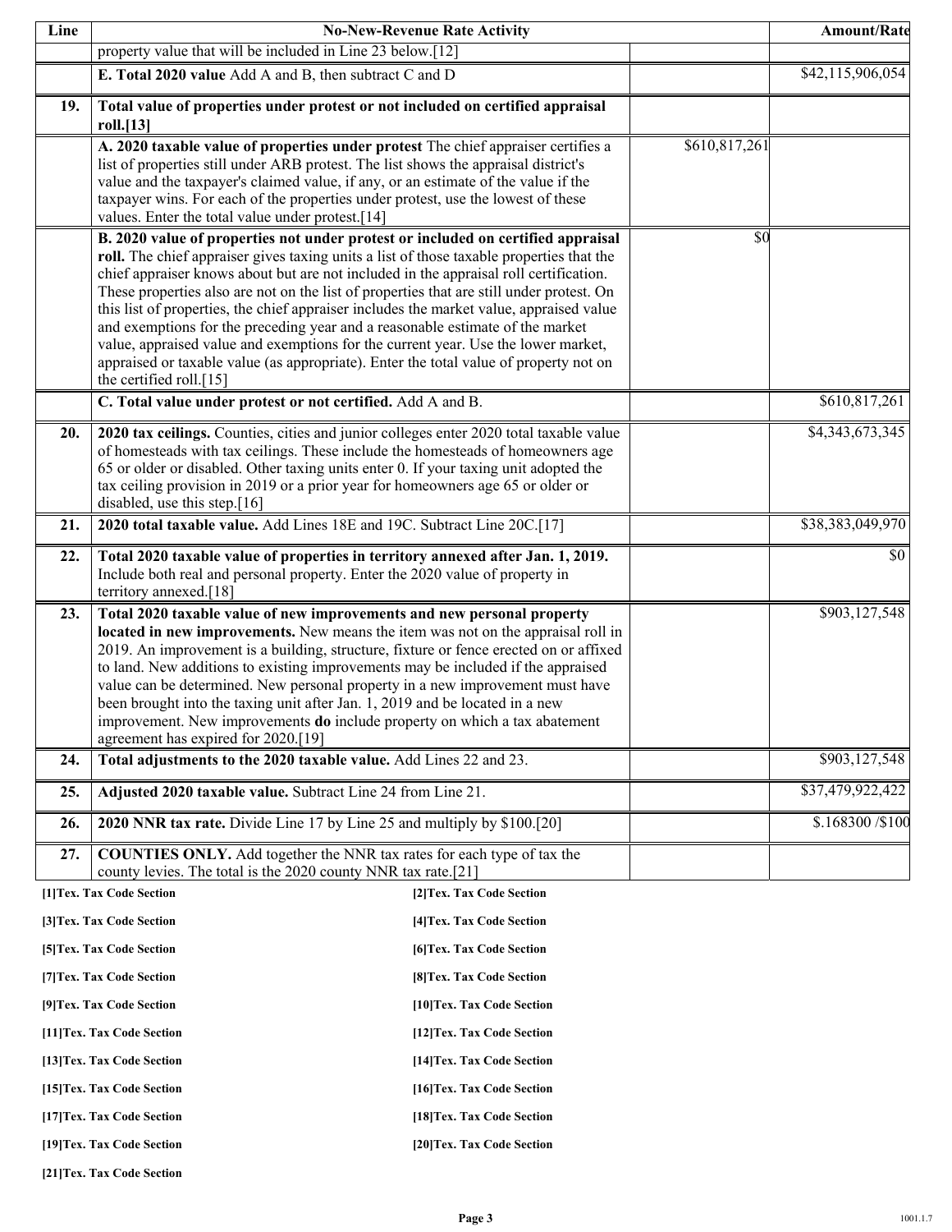| Line | No-New-Revenue Rate Activity | | Amount/Rate |
|---|---|---|---|
| | property value that will be included in Line 23 below.[12] | | |
| | **E. Total 2020 value** Add A and B, then subtract C and D | | $42,115,906,054 |
| **19.** | **Total value of properties under protest or not included on certified appraisal roll.[13]** | | |
| | **A. 2020 taxable value of properties under protest** The chief appraiser certifies a list of properties still under ARB protest. The list shows the appraisal district's value and the taxpayer's claimed value, if any, or an estimate of the value if the taxpayer wins. For each of the properties under protest, use the lowest of these values. Enter the total value under protest.[14] | $610,817,261 | |
| | **B. 2020 value of properties not under protest or included on certified appraisal roll.** The chief appraiser gives taxing units a list of those taxable properties that the chief appraiser knows about but are not included in the appraisal roll certification. These properties also are not on the list of properties that are still under protest. On this list of properties, the chief appraiser includes the market value, appraised value and exemptions for the preceding year and a reasonable estimate of the market value, appraised value and exemptions for the current year. Use the lower market, appraised or taxable value (as appropriate). Enter the total value of property not on the certified roll.[15] | $0 | |
| | **C. Total value under protest or not certified.** Add A and B. | | $610,817,261 |
| **20.** | **2020 tax ceilings.** Counties, cities and junior colleges enter 2020 total taxable value of homesteads with tax ceilings. These include the homesteads of homeowners age 65 or older or disabled. Other taxing units enter 0. If your taxing unit adopted the tax ceiling provision in 2019 or a prior year for homeowners age 65 or older or disabled, use this step.[16] | | $4,343,673,345 |
| **21.** | **2020 total taxable value.** Add Lines 18E and 19C. Subtract Line 20C.[17] | | $38,383,049,970 |
| **22.** | **Total 2020 taxable value of properties in territory annexed after Jan. 1, 2019.** Include both real and personal property. Enter the 2020 value of property in territory annexed.[18] | | $0 |
| **23.** | **Total 2020 taxable value of new improvements and new personal property located in new improvements.** New means the item was not on the appraisal roll in 2019. An improvement is a building, structure, fixture or fence erected on or affixed to land. New additions to existing improvements may be included if the appraised value can be determined. New personal property in a new improvement must have been brought into the taxing unit after Jan. 1, 2019 and be located in a new improvement. New improvements **do** include property on which a tax abatement agreement has expired for 2020.[19] | | $903,127,548 |
| **24.** | **Total adjustments to the 2020 taxable value.** Add Lines 22 and 23. | | $903,127,548 |
| **25.** | **Adjusted 2020 taxable value.** Subtract Line 24 from Line 21. | | $37,479,922,422 |
| **26.** | **2020 NNR tax rate.** Divide Line 17 by Line 25 and multiply by $100.[20] | | $.168300 /$100 |
| **27.** | **COUNTIES ONLY.** Add together the NNR tax rates for each type of tax the county levies. The total is the 2020 county NNR tax rate.[21] | | |

**[1]Tex. Tax Code Section** **[2]Tex. Tax Code Section**

**[3]Tex. Tax Code Section** **[4]Tex. Tax Code Section**

**[5]Tex. Tax Code Section** **[6]Tex. Tax Code Section**

**[7]Tex. Tax Code Section** **[8]Tex. Tax Code Section**

**[9]Tex. Tax Code Section** **[10]Tex. Tax Code Section**

**[11]Tex. Tax Code Section** **[12]Tex. Tax Code Section**

**[13]Tex. Tax Code Section** **[14]Tex. Tax Code Section**

**[15]Tex. Tax Code Section** **[16]Tex. Tax Code Section**

**[17]Tex. Tax Code Section** **[18]Tex. Tax Code Section**

**[19]Tex. Tax Code Section** **[20]Tex. Tax Code Section**

**[21]Tex. Tax Code Section**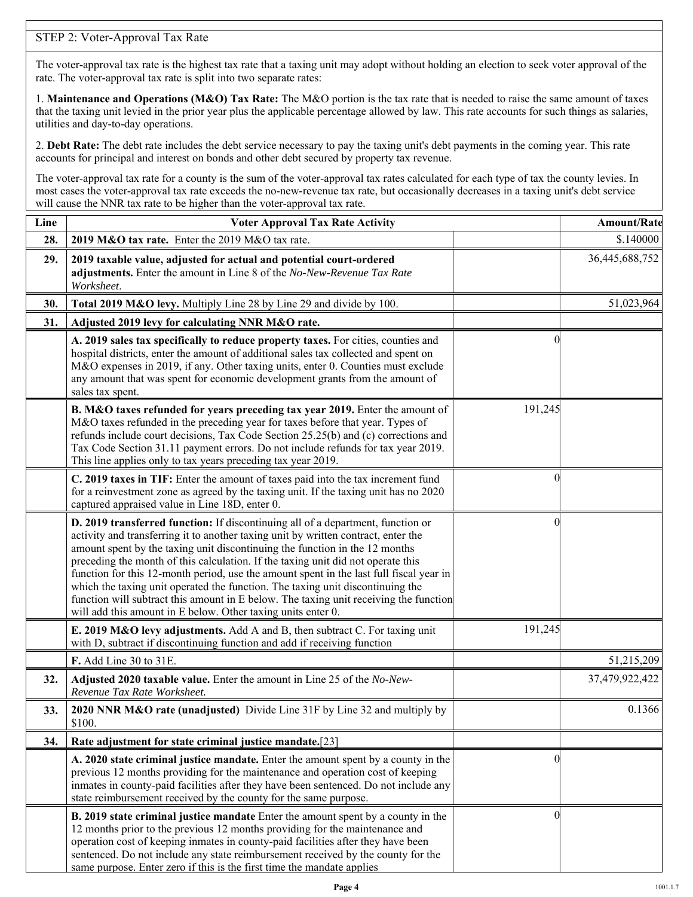## STEP 2: Voter-Approval Tax Rate

The voter-approval tax rate is the highest tax rate that a taxing unit may adopt without holding an election to seek voter approval of the rate. The voter-approval tax rate is split into two separate rates:

1. **Maintenance and Operations (M&O) Tax Rate:** The M&O portion is the tax rate that is needed to raise the same amount of taxes that the taxing unit levied in the prior year plus the applicable percentage allowed by law. This rate accounts for such things as salaries, utilities and day-to-day operations.

2. **Debt Rate:** The debt rate includes the debt service necessary to pay the taxing unit's debt payments in the coming year. This rate accounts for principal and interest on bonds and other debt secured by property tax revenue.

The voter-approval tax rate for a county is the sum of the voter-approval tax rates calculated for each type of tax the county levies. In most cases the voter-approval tax rate exceeds the no-new-revenue tax rate, but occasionally decreases in a taxing unit's debt service will cause the NNR tax rate to be higher than the voter-approval tax rate.

| Line | Voter Approval Tax Rate Activity | | Amount/Rate |
|---|---|---|---|
| 28. | **2019 M&O tax rate.** Enter the 2019 M&O tax rate. | | $.140000 |
| 29. | **2019 taxable value, adjusted for actual and potential court-ordered adjustments.** Enter the amount in Line 8 of the *No-New-Revenue Tax Rate Worksheet*. | | 36,445,688,752 |
| 30. | **Total 2019 M&O levy.** Multiply Line 28 by Line 29 and divide by 100. | | 51,023,964 |
| 31. | **Adjusted 2019 levy for calculating NNR M&O rate.** | | |
| | **A. 2019 sales tax specifically to reduce property taxes.** For cities, counties and hospital districts, enter the amount of additional sales tax collected and spent on M&O expenses in 2019, if any. Other taxing units, enter 0. Counties must exclude any amount that was spent for economic development grants from the amount of sales tax spent. | 0 | |
| | **B. M&O taxes refunded for years preceding tax year 2019.** Enter the amount of M&O taxes refunded in the preceding year for taxes before that year. Types of refunds include court decisions, Tax Code Section 25.25(b) and (c) corrections and Tax Code Section 31.11 payment errors. Do not include refunds for tax year 2019. This line applies only to tax years preceding tax year 2019. | 191,245 | |
| | **C. 2019 taxes in TIF:** Enter the amount of taxes paid into the tax increment fund for a reinvestment zone as agreed by the taxing unit. If the taxing unit has no 2020 captured appraised value in Line 18D, enter 0. | 0 | |
| | **D. 2019 transferred function:** If discontinuing all of a department, function or activity and transferring it to another taxing unit by written contract, enter the amount spent by the taxing unit discontinuing the function in the 12 months preceding the month of this calculation. If the taxing unit did not operate this function for this 12-month period, use the amount spent in the last full fiscal year in which the taxing unit operated the function. The taxing unit discontinuing the function will subtract this amount in E below. The taxing unit receiving the function will add this amount in E below. Other taxing units enter 0. | 0 | |
| | **E. 2019 M&O levy adjustments.** Add A and B, then subtract C. For taxing unit with D, subtract if discontinuing function and add if receiving function | 191,245 | |
| | **F.** Add Line 30 to 31E. | | 51,215,209 |
| 32. | **Adjusted 2020 taxable value.** Enter the amount in Line 25 of the *No-New-Revenue Tax Rate Worksheet.* | | 37,479,922,422 |
| 33. | **2020 NNR M&O rate (unadjusted)** Divide Line 31F by Line 32 and multiply by $100. | | 0.1366 |
| 34. | **Rate adjustment for state criminal justice mandate.**[23] | | |
| | **A. 2020 state criminal justice mandate.** Enter the amount spent by a county in the previous 12 months providing for the maintenance and operation cost of keeping inmates in county-paid facilities after they have been sentenced. Do not include any state reimbursement received by the county for the same purpose. | 0 | |
| | **B. 2019 state criminal justice mandate** Enter the amount spent by a county in the 12 months prior to the previous 12 months providing for the maintenance and operation cost of keeping inmates in county-paid facilities after they have been sentenced. Do not include any state reimbursement received by the county for the same purpose. Enter zero if this is the first time the mandate applies | 0 | |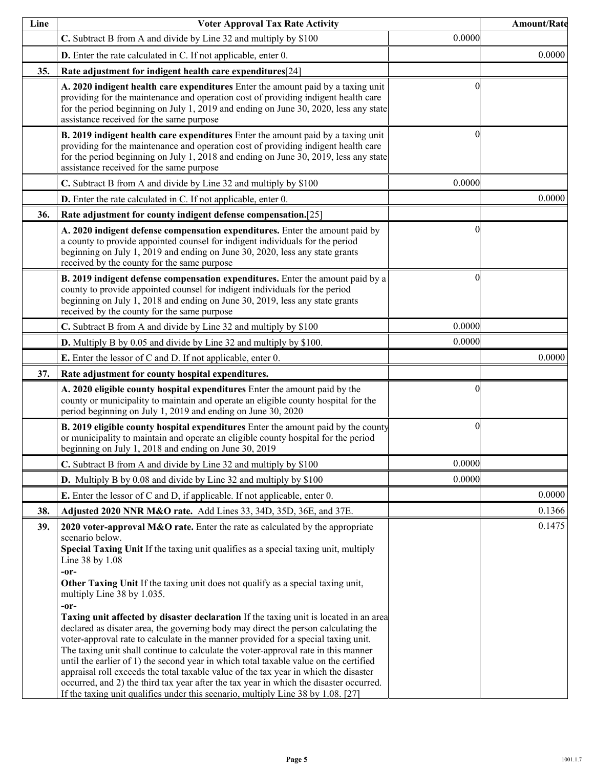| Line | Voter Approval Tax Rate Activity | | Amount/Rate |
|---|---|---|---|
| | **C.** Subtract B from A and divide by Line 32 and multiply by $100 | 0.0000 | |
| | **D.** Enter the rate calculated in C. If not applicable, enter 0. | | 0.0000 |
| **35.** | **Rate adjustment for indigent health care expenditures**[24] | | |
| | **A. 2020 indigent health care expenditures** Enter the amount paid by a taxing unit providing for the maintenance and operation cost of providing indigent health care for the period beginning on July 1, 2019 and ending on June 30, 2020, less any state assistance received for the same purpose | 0 | |
| | **B. 2019 indigent health care expenditures** Enter the amount paid by a taxing unit providing for the maintenance and operation cost of providing indigent health care for the period beginning on July 1, 2018 and ending on June 30, 2019, less any state assistance received for the same purpose | 0 | |
| | **C.** Subtract B from A and divide by Line 32 and multiply by $100 | 0.0000 | |
| | **D.** Enter the rate calculated in C. If not applicable, enter 0. | | 0.0000 |
| **36.** | **Rate adjustment for county indigent defense compensation.**[25] | | |
| | **A. 2020 indigent defense compensation expenditures.** Enter the amount paid by a county to provide appointed counsel for indigent individuals for the period beginning on July 1, 2019 and ending on June 30, 2020, less any state grants received by the county for the same purpose | 0 | |
| | **B. 2019 indigent defense compensation expenditures.** Enter the amount paid by a county to provide appointed counsel for indigent individuals for the period beginning on July 1, 2018 and ending on June 30, 2019, less any state grants received by the county for the same purpose | 0 | |
| | **C.** Subtract B from A and divide by Line 32 and multiply by $100 | 0.0000 | |
| | **D.** Multiply B by 0.05 and divide by Line 32 and multiply by $100. | 0.0000 | |
| | **E.** Enter the lessor of C and D. If not applicable, enter 0. | | 0.0000 |
| **37.** | **Rate adjustment for county hospital expenditures.** | | |
| | **A. 2020 eligible county hospital expenditures** Enter the amount paid by the county or municipality to maintain and operate an eligible county hospital for the period beginning on July 1, 2019 and ending on June 30, 2020 | 0 | |
| | **B. 2019 eligible county hospital expenditures** Enter the amount paid by the county or municipality to maintain and operate an eligible county hospital for the period beginning on July 1, 2018 and ending on June 30, 2019 | 0 | |
| | **C.** Subtract B from A and divide by Line 32 and multiply by $100 | 0.0000 | |
| | **D.** Multiply B by 0.08 and divide by Line 32 and multiply by $100 | 0.0000 | |
| | **E.** Enter the lessor of C and D, if applicable. If not applicable, enter 0. | | 0.0000 |
| **38.** | **Adjusted 2020 NNR M&O rate.** Add Lines 33, 34D, 35D, 36E, and 37E. | | 0.1366 |
| **39.** | **2020 voter-approval M&O rate.** Enter the rate as calculated by the appropriate scenario below. **Special Taxing Unit** If the taxing unit qualifies as a special taxing unit, multiply Line 38 by 1.08 **-or- Other Taxing Unit** If the taxing unit does not qualify as a special taxing unit, multiply Line 38 by 1.035. **-or- Taxing unit affected by disaster declaration** If the taxing unit is located in an area declared as disater area, the governing body may direct the person calculating the voter-approval rate to calculate in the manner provided for a special taxing unit. The taxing unit shall continue to calculate the voter-approval rate in this manner until the earlier of 1) the second year in which total taxable value on the certified appraisal roll exceeds the total taxable value of the tax year in which the disaster occurred, and 2) the third tax year after the tax year in which the disaster occurred. If the taxing unit qualifies under this scenario, multiply Line 38 by 1.08. [27] | | 0.1475 |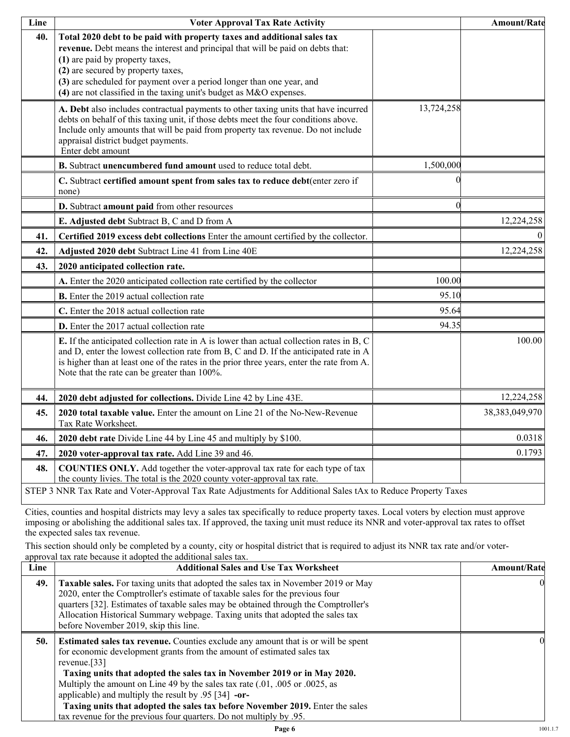| Line | Voter Approval Tax Rate Activity | | Amount/Rate |
|---|---|---|---|
| **40.** | **Total 2020 debt to be paid with property taxes and additional sales tax revenue.** Debt means the interest and principal that will be paid on debts that: **(1)** are paid by property taxes, **(2)** are secured by property taxes, **(3)** are scheduled for payment over a period longer than one year, and **(4)** are not classified in the taxing unit's budget as M&O expenses. | | |
| | **A. Debt** also includes contractual payments to other taxing units that have incurred debts on behalf of this taxing unit, if those debts meet the four conditions above. Include only amounts that will be paid from property tax revenue. Do not include appraisal district budget payments. Enter debt amount | 13,724,258 | |
| | **B.** Subtract **unencumbered fund amount** used to reduce total debt. | 1,500,000 | |
| | **C.** Subtract **certified amount spent from sales tax to reduce debt**(enter zero if none) | 0 | |
| | **D.** Subtract **amount paid** from other resources | 0 | |
| | **E. Adjusted debt** Subtract B, C and D from A | | 12,224,258 |
| **41.** | **Certified 2019 excess debt collections** Enter the amount certified by the collector. | | 0 |
| **42.** | **Adjusted 2020 debt** Subtract Line 41 from Line 40E | | 12,224,258 |
| **43.** | **2020 anticipated collection rate.** | | |
| | **A.** Enter the 2020 anticipated collection rate certified by the collector | 100.00 | |
| | **B.** Enter the 2019 actual collection rate | 95.10 | |
| | **C.** Enter the 2018 actual collection rate | 95.64 | |
| | **D.** Enter the 2017 actual collection rate | 94.35 | |
| | **E.** If the anticipated collection rate in A is lower than actual collection rates in B, C and D, enter the lowest collection rate from B, C and D. If the anticipated rate in A is higher than at least one of the rates in the prior three years, enter the rate from A. Note that the rate can be greater than 100%. | | 100.00 |
| **44.** | **2020 debt adjusted for collections.** Divide Line 42 by Line 43E. | | 12,224,258 |
| **45.** | **2020 total taxable value.** Enter the amount on Line 21 of the No-New-Revenue Tax Rate Worksheet. | | 38,383,049,970 |
| **46.** | **2020 debt rate** Divide Line 44 by Line 45 and multiply by $100. | | 0.0318 |
| **47.** | **2020 voter-approval tax rate.** Add Line 39 and 46. | | 0.1793 |
| **48.** | **COUNTIES ONLY.** Add together the voter-approval tax rate for each type of tax the county livies. The total is the 2020 county voter-approval tax rate. | | |

STEP 3 NNR Tax Rate and Voter-Approval Tax Rate Adjustments for Additional Sales tAx to Reduce Property Taxes

Cities, counties and hospital districts may levy a sales tax specifically to reduce property taxes. Local voters by election must approve imposing or abolishing the additional sales tax. If approved, the taxing unit must reduce its NNR and voter-approval tax rates to offset the expected sales tax revenue.

This section should only be completed by a county, city or hospital district that is required to adjust its NNR tax rate and/or voter-approval tax rate because it adopted the additional sales tax.

| Line | Additional Sales and Use Tax Worksheet | Amount/Rate |
|---|---|---|
| **49.** | **Taxable sales.** For taxing units that adopted the sales tax in November 2019 or May 2020, enter the Comptroller's estimate of taxable sales for the previous four quarters [32]. Estimates of taxable sales may be obtained through the Comptroller's Allocation Historical Summary webpage. Taxing units that adopted the sales tax before November 2019, skip this line. | 0 |
| **50.** | **Estimated sales tax revenue.** Counties exclude any amount that is or will be spent for economic development grants from the amount of estimated sales tax revenue.[33] **Taxing units that adopted the sales tax in November 2019 or in May 2020.** Multiply the amount on Line 49 by the sales tax rate (.01, .005 or .0025, as applicable) and multiply the result by .95 [34] **-or-** **Taxing units that adopted the sales tax before November 2019.** Enter the sales tax revenue for the previous four quarters. Do not multiply by .95. | 0 |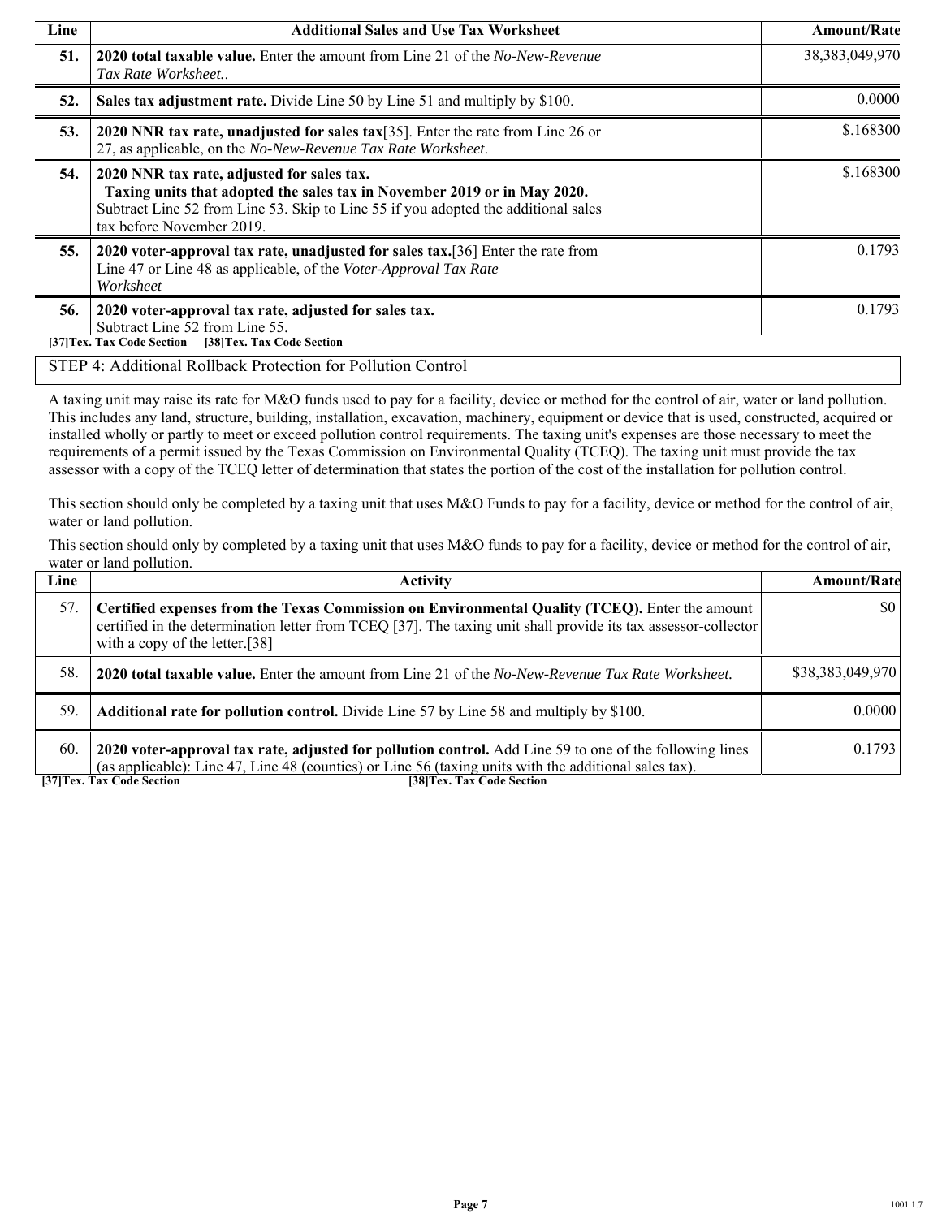| Line | Additional Sales and Use Tax Worksheet | Amount/Rate |
|---|---|---|
| 51. | **2020 total taxable value.** Enter the amount from Line 21 of the *No-New-Revenue Tax Rate Worksheet..* | 38,383,049,970 |
| 52. | **Sales tax adjustment rate.** Divide Line 50 by Line 51 and multiply by $100. | 0.0000 |
| 53. | **2020 NNR tax rate, unadjusted for sales tax**[35]. Enter the rate from Line 26 or 27, as applicable, on the *No-New-Revenue Tax Rate Worksheet*. | $.168300 |
| 54. | **2020 NNR tax rate, adjusted for sales tax.** **Taxing units that adopted the sales tax in November 2019 or in May 2020.** Subtract Line 52 from Line 53. Skip to Line 55 if you adopted the additional sales tax before November 2019. | $.168300 |
| 55. | **2020 voter-approval tax rate, unadjusted for sales tax.**[36] Enter the rate from Line 47 or Line 48 as applicable, of the *Voter-Approval Tax Rate Worksheet* | 0.1793 |
| 56. | **2020 voter-approval tax rate, adjusted for sales tax.** Subtract Line 52 from Line 55. | 0.1793 |

**[37]Tex. Tax Code Section [38]Tex. Tax Code Section**

STEP 4: Additional Rollback Protection for Pollution Control

A taxing unit may raise its rate for M&O funds used to pay for a facility, device or method for the control of air, water or land pollution. This includes any land, structure, building, installation, excavation, machinery, equipment or device that is used, constructed, acquired or installed wholly or partly to meet or exceed pollution control requirements. The taxing unit's expenses are those necessary to meet the requirements of a permit issued by the Texas Commission on Environmental Quality (TCEQ). The taxing unit must provide the tax assessor with a copy of the TCEQ letter of determination that states the portion of the cost of the installation for pollution control.

This section should only be completed by a taxing unit that uses M&O Funds to pay for a facility, device or method for the control of air, water or land pollution.

This section should only by completed by a taxing unit that uses M&O funds to pay for a facility, device or method for the control of air, water or land pollution.

| Line | Activity | Amount/Rate |
|---|---|---|
| 57. | **Certified expenses from the Texas Commission on Environmental Quality (TCEQ).** Enter the amount certified in the determination letter from TCEQ [37]. The taxing unit shall provide its tax assessor-collector with a copy of the letter.[38] | $0 |
| 58. | **2020 total taxable value.** Enter the amount from Line 21 of the *No-New-Revenue Tax Rate Worksheet.* | $38,383,049,970 |
| 59. | **Additional rate for pollution control.** Divide Line 57 by Line 58 and multiply by $100. | 0.0000 |
| 60. | **2020 voter-approval tax rate, adjusted for pollution control.** Add Line 59 to one of the following lines (as applicable): Line 47, Line 48 (counties) or Line 56 (taxing units with the additional sales tax). | 0.1793 |

**[37]Tex. Tax Code Section [38]Tex. Tax Code Section**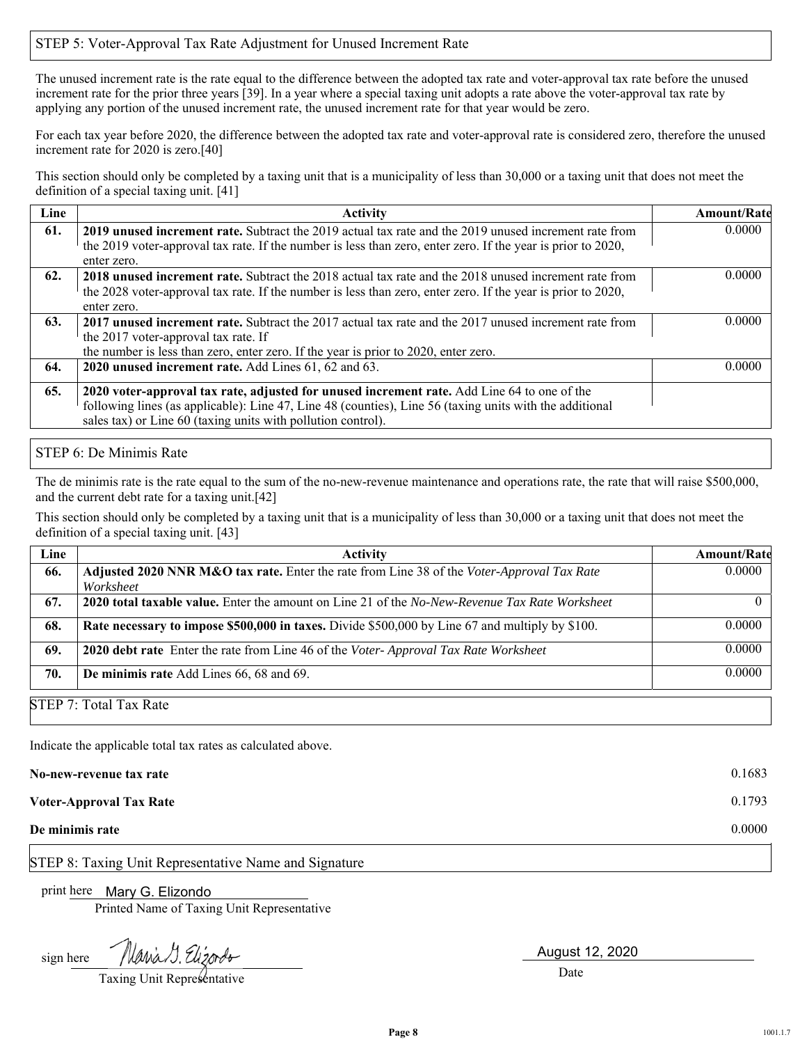## STEP 5: Voter-Approval Tax Rate Adjustment for Unused Increment Rate

The unused increment rate is the rate equal to the difference between the adopted tax rate and voter-approval tax rate before the unused increment rate for the prior three years [39]. In a year where a special taxing unit adopts a rate above the voter-approval tax rate by applying any portion of the unused increment rate, the unused increment rate for that year would be zero.

For each tax year before 2020, the difference between the adopted tax rate and voter-approval rate is considered zero, therefore the unused increment rate for 2020 is zero.[40]

This section should only be completed by a taxing unit that is a municipality of less than 30,000 or a taxing unit that does not meet the definition of a special taxing unit. [41]

| Line | Activity | Amount/Rate |
|---|---|---|
| 61. | **2019 unused increment rate.** Subtract the 2019 actual tax rate and the 2019 unused increment rate from the 2019 voter-approval tax rate. If the number is less than zero, enter zero. If the year is prior to 2020, enter zero. | 0.0000 |
| 62. | **2018 unused increment rate.** Subtract the 2018 actual tax rate and the 2018 unused increment rate from the 2028 voter-approval tax rate. If the number is less than zero, enter zero. If the year is prior to 2020, enter zero. | 0.0000 |
| 63. | **2017 unused increment rate.** Subtract the 2017 actual tax rate and the 2017 unused increment rate from the 2017 voter-approval tax rate. If the number is less than zero, enter zero. If the year is prior to 2020, enter zero. | 0.0000 |
| 64. | **2020 unused increment rate.** Add Lines 61, 62 and 63. | 0.0000 |
| 65. | **2020 voter-approval tax rate, adjusted for unused increment rate.** Add Line 64 to one of the following lines (as applicable): Line 47, Line 48 (counties), Line 56 (taxing units with the additional sales tax) or Line 60 (taxing units with pollution control). | |

## STEP 6: De Minimis Rate

The de minimis rate is the rate equal to the sum of the no-new-revenue maintenance and operations rate, the rate that will raise $500,000, and the current debt rate for a taxing unit.[42]

This section should only be completed by a taxing unit that is a municipality of less than 30,000 or a taxing unit that does not meet the definition of a special taxing unit. [43]

| Line | Activity | Amount/Rate |
|---|---|---|
| 66. | **Adjusted 2020 NNR M&O tax rate.** Enter the rate from Line 38 of the *Voter-Approval Tax Rate Worksheet* | 0.0000 |
| 67. | **2020 total taxable value.** Enter the amount on Line 21 of the *No-New-Revenue Tax Rate Worksheet* | 0 |
| 68. | **Rate necessary to impose $500,000 in taxes.** Divide $500,000 by Line 67 and multiply by $100. | 0.0000 |
| 69. | **2020 debt rate** Enter the rate from Line 46 of the *Voter- Approval Tax Rate Worksheet* | 0.0000 |
| 70. | **De minimis rate** Add Lines 66, 68 and 69. | 0.0000 |

## STEP 7: Total Tax Rate

Indicate the applicable total tax rates as calculated above.

**No-new-revenue tax rate** 0.1683

**Voter-Approval Tax Rate** 0.1793

**De minimis rate** 0.0000

## STEP 8: Taxing Unit Representative Name and Signature

print here Mary G. Elizondo
Printed Name of Taxing Unit Representative

sign here Maria G. Elizondo
Taxing Unit Representative

August 12, 2020
Date